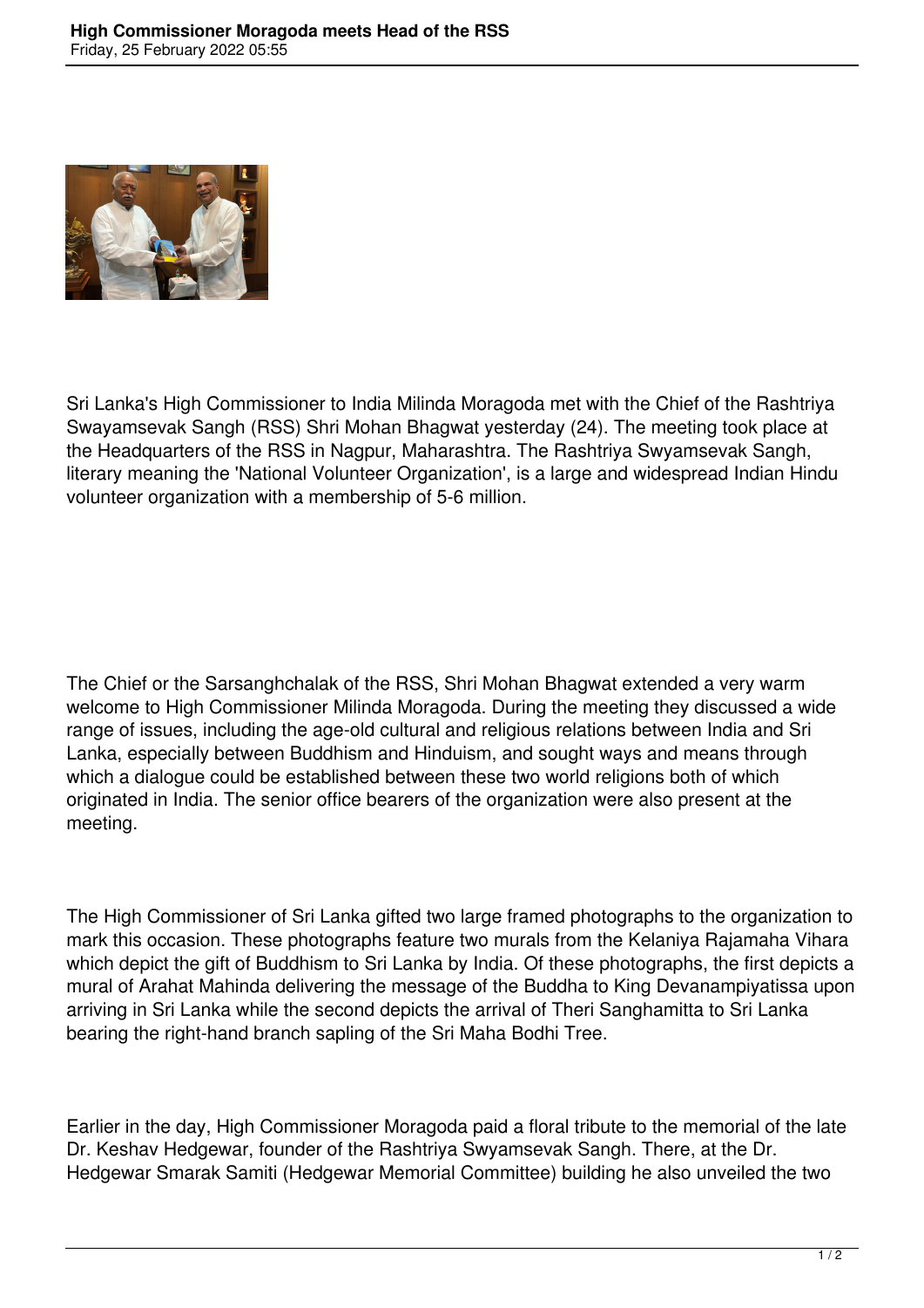Sri Lanka's High Commissioner to India Milinda Moragoda met with the Chief of the Rashtriya Swayamsevak Sangh (RSS) Shri Mohan Bhagwat yesterday (24). The meeting took place at the Headquarters of the RSS in Nagpur, Maharashtra. The Rashtriya Swyamsevak Sangh, literary meaning the 'National Volunteer Organization', is a large and widespread Indian Hindu volunteer organization with a membership of 5-6 million.

The Chief or the Sarsanghchalak of the RSS, Shri Mohan Bhagwat extended a very warm welcome to High Commissioner Milinda Moragoda. During the meeting they discussed a wide range of issues, including the age-old cultural and religious relations between India and Sri Lanka, especially between Buddhism and Hinduism, and sought ways and means through which a dialogue could be established between these two world religions both of which originated in India. The senior office bearers of the organization were also present at the meeting.

The High Commissioner of Sri Lanka gifted two large framed photographs to the organization to mark this occasion. These photographs feature two murals from the Kelaniya Rajamaha Vihara which depict the gift of Buddhism to Sri Lanka by India. Of these photographs, the first depicts a mural of Arahat Mahinda delivering the message of the Buddha to King Devanampiyatissa upon arriving in Sri Lanka while the second depicts the arrival of Theri Sanghamitta to Sri Lanka bearing the right-hand branch sapling of the Sri Maha Bodhi Tree.

Earlier in the day, High Commissioner Moragoda paid a floral tribute to the memorial of the late Dr. Keshav Hedgewar, founder of the Rashtriya Swyamsevak Sangh. There, at the Dr. Hedgewar Smarak Samiti (Hedgewar Memorial Committee) building he also unveiled the two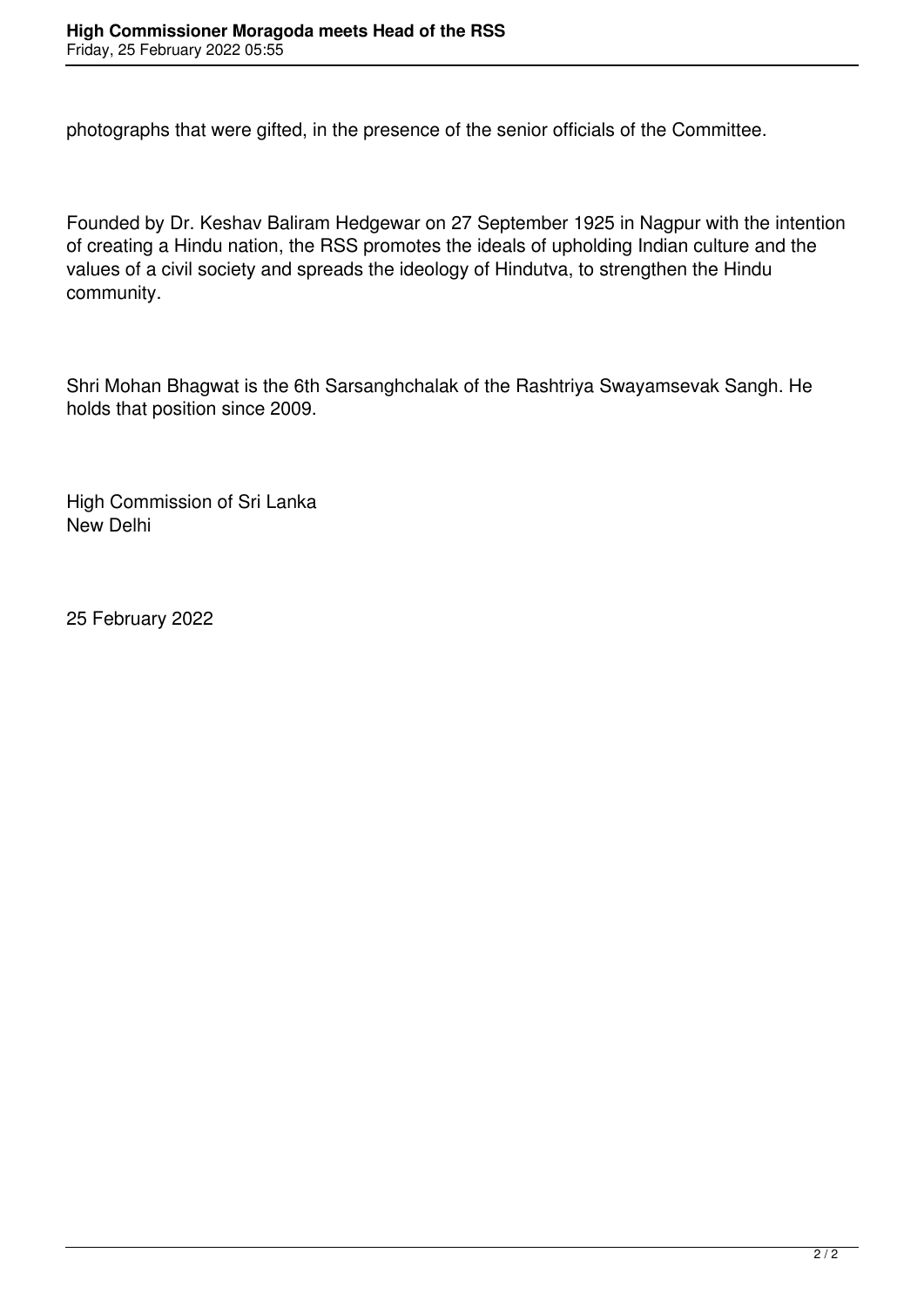photographs that were gifted, in the presence of the senior officials of the Committee.

Founded by Dr. Keshav Baliram Hedgewar on 27 September 1925 in Nagpur with the intention of creating a Hindu nation, the RSS promotes the ideals of upholding Indian culture and the values of a civil society and spreads the ideology of Hindutva, to strengthen the Hindu community.

Shri Mohan Bhagwat is the 6th Sarsanghchalak of the Rashtriya Swayamsevak Sangh. He holds that position since 2009.

High Commission of Sri Lanka
New Delhi

25 February 2022